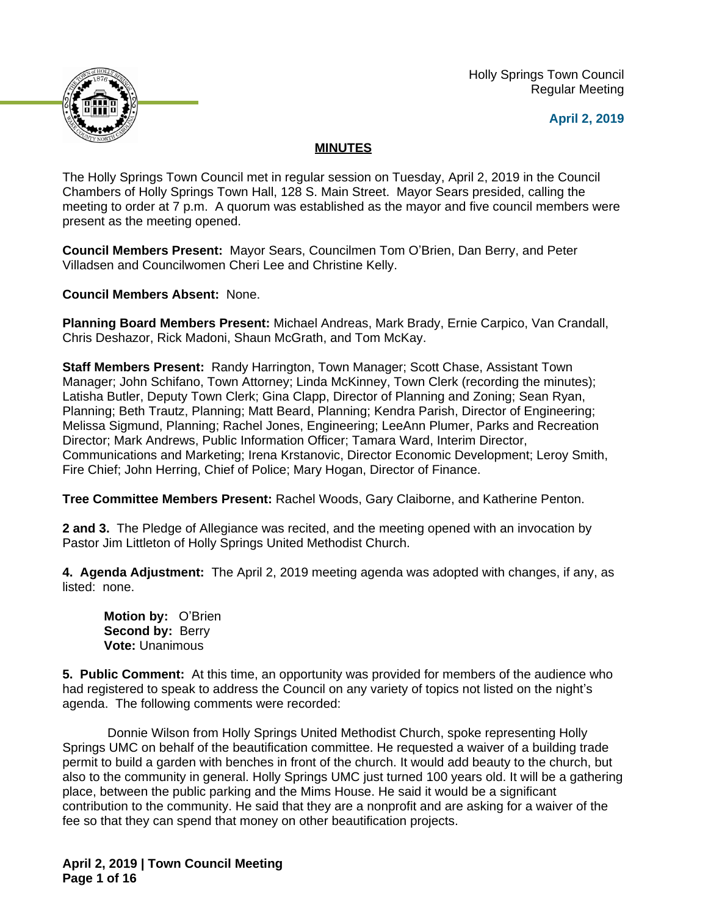Holly Springs Town Council
Regular Meeting

**April 2, 2019**

## MINUTES

The Holly Springs Town Council met in regular session on Tuesday, April 2, 2019 in the Council Chambers of Holly Springs Town Hall, 128 S. Main Street. Mayor Sears presided, calling the meeting to order at 7 p.m. A quorum was established as the mayor and five council members were present as the meeting opened.

**Council Members Present:** Mayor Sears, Councilmen Tom O'Brien, Dan Berry, and Peter Villadsen and Councilwomen Cheri Lee and Christine Kelly.

**Council Members Absent:** None.

**Planning Board Members Present:** Michael Andreas, Mark Brady, Ernie Carpico, Van Crandall, Chris Deshazor, Rick Madoni, Shaun McGrath, and Tom McKay.

**Staff Members Present:** Randy Harrington, Town Manager; Scott Chase, Assistant Town Manager; John Schifano, Town Attorney; Linda McKinney, Town Clerk (recording the minutes); Latisha Butler, Deputy Town Clerk; Gina Clapp, Director of Planning and Zoning; Sean Ryan, Planning; Beth Trautz, Planning; Matt Beard, Planning; Kendra Parish, Director of Engineering; Melissa Sigmund, Planning; Rachel Jones, Engineering; LeeAnn Plumer, Parks and Recreation Director; Mark Andrews, Public Information Officer; Tamara Ward, Interim Director, Communications and Marketing; Irena Krstanovic, Director Economic Development; Leroy Smith, Fire Chief; John Herring, Chief of Police; Mary Hogan, Director of Finance.

**Tree Committee Members Present:** Rachel Woods, Gary Claiborne, and Katherine Penton.

**2 and 3.** The Pledge of Allegiance was recited, and the meeting opened with an invocation by Pastor Jim Littleton of Holly Springs United Methodist Church.

**4. Agenda Adjustment:** The April 2, 2019 meeting agenda was adopted with changes, if any, as listed: none.

**Motion by:** O'Brien
**Second by:** Berry
**Vote:** Unanimous

**5. Public Comment:** At this time, an opportunity was provided for members of the audience who had registered to speak to address the Council on any variety of topics not listed on the night's agenda. The following comments were recorded:

Donnie Wilson from Holly Springs United Methodist Church, spoke representing Holly Springs UMC on behalf of the beautification committee. He requested a waiver of a building trade permit to build a garden with benches in front of the church. It would add beauty to the church, but also to the community in general. Holly Springs UMC just turned 100 years old. It will be a gathering place, between the public parking and the Mims House. He said it would be a significant contribution to the community. He said that they are a nonprofit and are asking for a waiver of the fee so that they can spend that money on other beautification projects.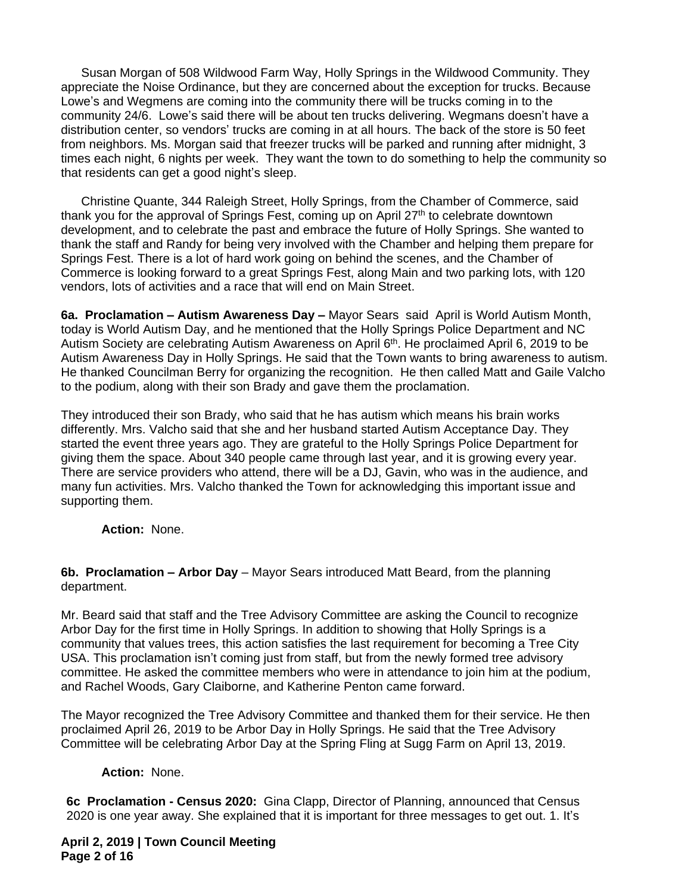Susan Morgan of 508 Wildwood Farm Way, Holly Springs in the Wildwood Community. They appreciate the Noise Ordinance, but they are concerned about the exception for trucks. Because Lowe's and Wegmens are coming into the community there will be trucks coming in to the community 24/6. Lowe's said there will be about ten trucks delivering. Wegmans doesn't have a distribution center, so vendors' trucks are coming in at all hours. The back of the store is 50 feet from neighbors. Ms. Morgan said that freezer trucks will be parked and running after midnight, 3 times each night, 6 nights per week. They want the town to do something to help the community so that residents can get a good night's sleep.

Christine Quante, 344 Raleigh Street, Holly Springs, from the Chamber of Commerce, said thank you for the approval of Springs Fest, coming up on April 27th to celebrate downtown development, and to celebrate the past and embrace the future of Holly Springs. She wanted to thank the staff and Randy for being very involved with the Chamber and helping them prepare for Springs Fest. There is a lot of hard work going on behind the scenes, and the Chamber of Commerce is looking forward to a great Springs Fest, along Main and two parking lots, with 120 vendors, lots of activities and a race that will end on Main Street.

**6a. Proclamation – Autism Awareness Day –** Mayor Sears said April is World Autism Month, today is World Autism Day, and he mentioned that the Holly Springs Police Department and NC Autism Society are celebrating Autism Awareness on April 6th. He proclaimed April 6, 2019 to be Autism Awareness Day in Holly Springs. He said that the Town wants to bring awareness to autism. He thanked Councilman Berry for organizing the recognition. He then called Matt and Gaile Valcho to the podium, along with their son Brady and gave them the proclamation.

They introduced their son Brady, who said that he has autism which means his brain works differently. Mrs. Valcho said that she and her husband started Autism Acceptance Day. They started the event three years ago. They are grateful to the Holly Springs Police Department for giving them the space. About 340 people came through last year, and it is growing every year. There are service providers who attend, there will be a DJ, Gavin, who was in the audience, and many fun activities. Mrs. Valcho thanked the Town for acknowledging this important issue and supporting them.

**Action:** None.

**6b. Proclamation – Arbor Day** – Mayor Sears introduced Matt Beard, from the planning department.

Mr. Beard said that staff and the Tree Advisory Committee are asking the Council to recognize Arbor Day for the first time in Holly Springs. In addition to showing that Holly Springs is a community that values trees, this action satisfies the last requirement for becoming a Tree City USA. This proclamation isn't coming just from staff, but from the newly formed tree advisory committee. He asked the committee members who were in attendance to join him at the podium, and Rachel Woods, Gary Claiborne, and Katherine Penton came forward.

The Mayor recognized the Tree Advisory Committee and thanked them for their service. He then proclaimed April 26, 2019 to be Arbor Day in Holly Springs. He said that the Tree Advisory Committee will be celebrating Arbor Day at the Spring Fling at Sugg Farm on April 13, 2019.

**Action:** None.

**6c Proclamation - Census 2020:** Gina Clapp, Director of Planning, announced that Census 2020 is one year away. She explained that it is important for three messages to get out. 1. It's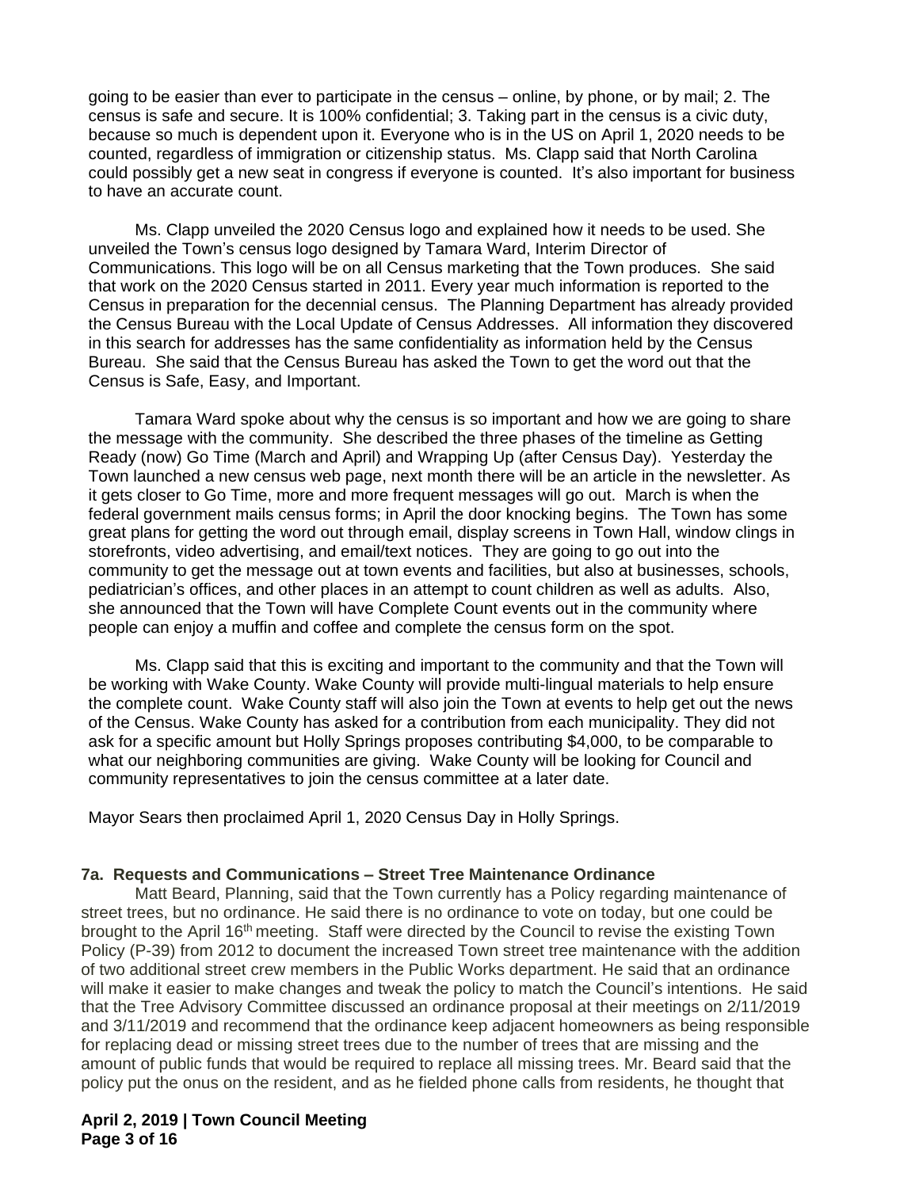going to be easier than ever to participate in the census – online, by phone, or by mail; 2. The census is safe and secure. It is 100% confidential; 3. Taking part in the census is a civic duty, because so much is dependent upon it. Everyone who is in the US on April 1, 2020 needs to be counted, regardless of immigration or citizenship status. Ms. Clapp said that North Carolina could possibly get a new seat in congress if everyone is counted. It's also important for business to have an accurate count.

Ms. Clapp unveiled the 2020 Census logo and explained how it needs to be used. She unveiled the Town's census logo designed by Tamara Ward, Interim Director of Communications. This logo will be on all Census marketing that the Town produces. She said that work on the 2020 Census started in 2011. Every year much information is reported to the Census in preparation for the decennial census. The Planning Department has already provided the Census Bureau with the Local Update of Census Addresses. All information they discovered in this search for addresses has the same confidentiality as information held by the Census Bureau. She said that the Census Bureau has asked the Town to get the word out that the Census is Safe, Easy, and Important.

Tamara Ward spoke about why the census is so important and how we are going to share the message with the community. She described the three phases of the timeline as Getting Ready (now) Go Time (March and April) and Wrapping Up (after Census Day). Yesterday the Town launched a new census web page, next month there will be an article in the newsletter. As it gets closer to Go Time, more and more frequent messages will go out. March is when the federal government mails census forms; in April the door knocking begins. The Town has some great plans for getting the word out through email, display screens in Town Hall, window clings in storefronts, video advertising, and email/text notices. They are going to go out into the community to get the message out at town events and facilities, but also at businesses, schools, pediatrician's offices, and other places in an attempt to count children as well as adults. Also, she announced that the Town will have Complete Count events out in the community where people can enjoy a muffin and coffee and complete the census form on the spot.

Ms. Clapp said that this is exciting and important to the community and that the Town will be working with Wake County. Wake County will provide multi-lingual materials to help ensure the complete count. Wake County staff will also join the Town at events to help get out the news of the Census. Wake County has asked for a contribution from each municipality. They did not ask for a specific amount but Holly Springs proposes contributing $4,000, to be comparable to what our neighboring communities are giving. Wake County will be looking for Council and community representatives to join the census committee at a later date.

Mayor Sears then proclaimed April 1, 2020 Census Day in Holly Springs.

**7a. Requests and Communications – Street Tree Maintenance Ordinance**

Matt Beard, Planning, said that the Town currently has a Policy regarding maintenance of street trees, but no ordinance. He said there is no ordinance to vote on today, but one could be brought to the April 16th meeting. Staff were directed by the Council to revise the existing Town Policy (P-39) from 2012 to document the increased Town street tree maintenance with the addition of two additional street crew members in the Public Works department. He said that an ordinance will make it easier to make changes and tweak the policy to match the Council's intentions. He said that the Tree Advisory Committee discussed an ordinance proposal at their meetings on 2/11/2019 and 3/11/2019 and recommend that the ordinance keep adjacent homeowners as being responsible for replacing dead or missing street trees due to the number of trees that are missing and the amount of public funds that would be required to replace all missing trees. Mr. Beard said that the policy put the onus on the resident, and as he fielded phone calls from residents, he thought that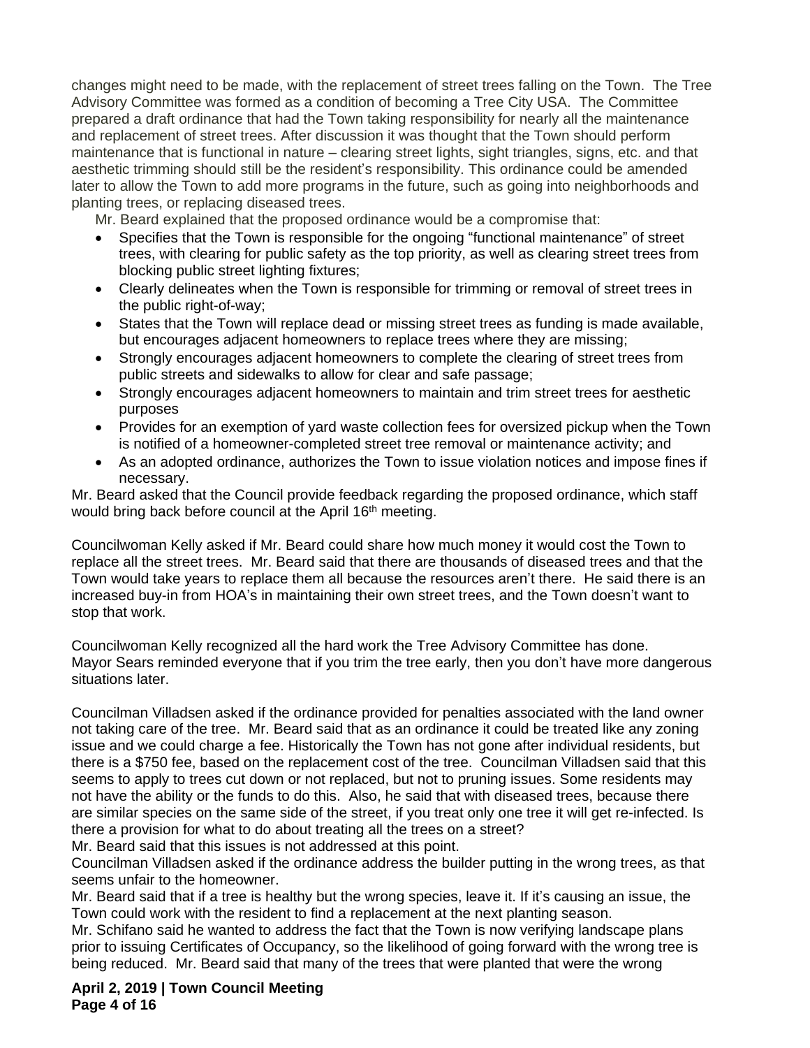changes might need to be made, with the replacement of street trees falling on the Town. The Tree Advisory Committee was formed as a condition of becoming a Tree City USA. The Committee prepared a draft ordinance that had the Town taking responsibility for nearly all the maintenance and replacement of street trees. After discussion it was thought that the Town should perform maintenance that is functional in nature – clearing street lights, sight triangles, signs, etc. and that aesthetic trimming should still be the resident's responsibility. This ordinance could be amended later to allow the Town to add more programs in the future, such as going into neighborhoods and planting trees, or replacing diseased trees.

Mr. Beard explained that the proposed ordinance would be a compromise that:

- Specifies that the Town is responsible for the ongoing "functional maintenance" of street trees, with clearing for public safety as the top priority, as well as clearing street trees from blocking public street lighting fixtures;
- Clearly delineates when the Town is responsible for trimming or removal of street trees in the public right-of-way;
- States that the Town will replace dead or missing street trees as funding is made available, but encourages adjacent homeowners to replace trees where they are missing;
- Strongly encourages adjacent homeowners to complete the clearing of street trees from public streets and sidewalks to allow for clear and safe passage;
- Strongly encourages adjacent homeowners to maintain and trim street trees for aesthetic purposes
- Provides for an exemption of yard waste collection fees for oversized pickup when the Town is notified of a homeowner-completed street tree removal or maintenance activity; and
- As an adopted ordinance, authorizes the Town to issue violation notices and impose fines if necessary.

Mr. Beard asked that the Council provide feedback regarding the proposed ordinance, which staff would bring back before council at the April 16th meeting.

Councilwoman Kelly asked if Mr. Beard could share how much money it would cost the Town to replace all the street trees. Mr. Beard said that there are thousands of diseased trees and that the Town would take years to replace them all because the resources aren't there. He said there is an increased buy-in from HOA's in maintaining their own street trees, and the Town doesn't want to stop that work.

Councilwoman Kelly recognized all the hard work the Tree Advisory Committee has done.
Mayor Sears reminded everyone that if you trim the tree early, then you don't have more dangerous situations later.

Councilman Villadsen asked if the ordinance provided for penalties associated with the land owner not taking care of the tree. Mr. Beard said that as an ordinance it could be treated like any zoning issue and we could charge a fee. Historically the Town has not gone after individual residents, but there is a $750 fee, based on the replacement cost of the tree. Councilman Villadsen said that this seems to apply to trees cut down or not replaced, but not to pruning issues. Some residents may not have the ability or the funds to do this. Also, he said that with diseased trees, because there are similar species on the same side of the street, if you treat only one tree it will get re-infected. Is there a provision for what to do about treating all the trees on a street?
Mr. Beard said that this issues is not addressed at this point.
Councilman Villadsen asked if the ordinance address the builder putting in the wrong trees, as that seems unfair to the homeowner.
Mr. Beard said that if a tree is healthy but the wrong species, leave it. If it's causing an issue, the Town could work with the resident to find a replacement at the next planting season.
Mr. Schifano said he wanted to address the fact that the Town is now verifying landscape plans prior to issuing Certificates of Occupancy, so the likelihood of going forward with the wrong tree is being reduced. Mr. Beard said that many of the trees that were planted that were the wrong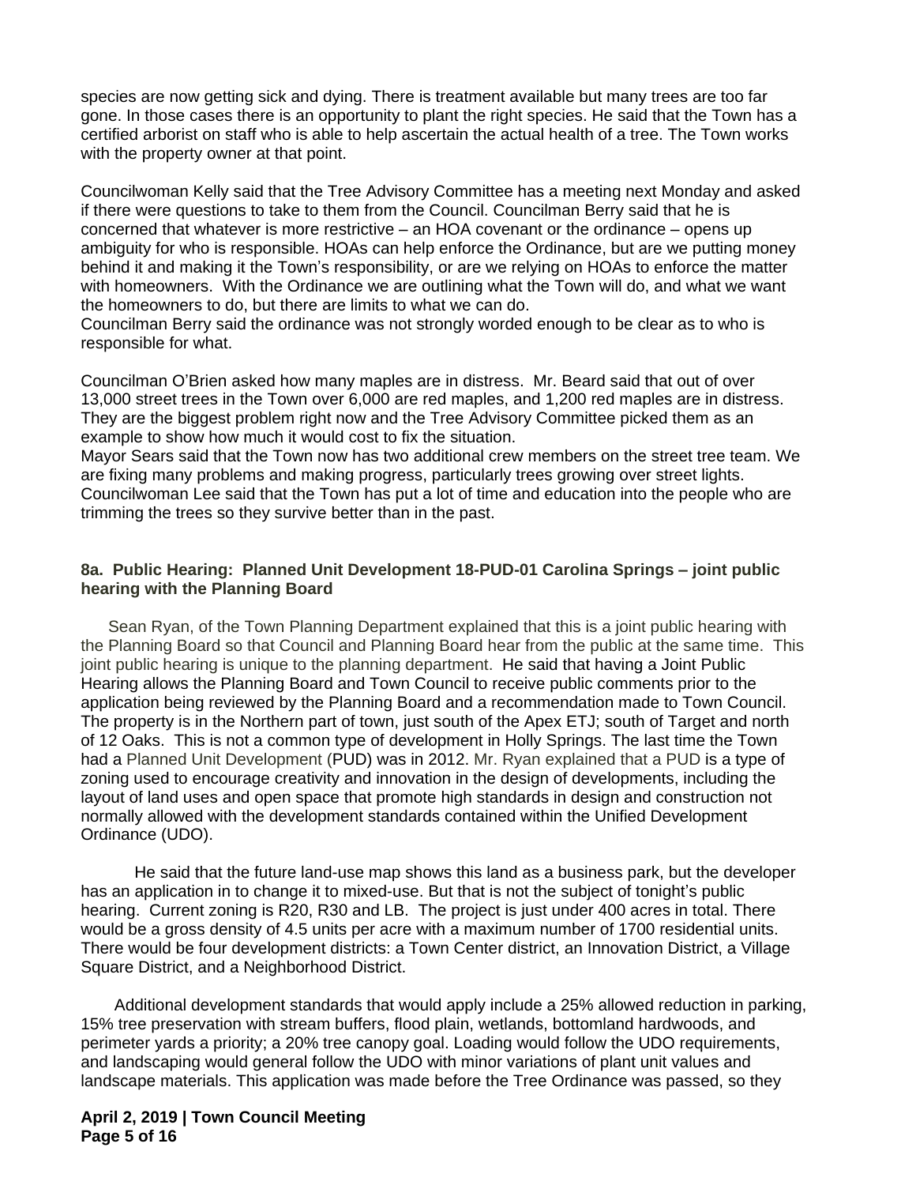species are now getting sick and dying. There is treatment available but many trees are too far gone. In those cases there is an opportunity to plant the right species. He said that the Town has a certified arborist on staff who is able to help ascertain the actual health of a tree. The Town works with the property owner at that point.

Councilwoman Kelly said that the Tree Advisory Committee has a meeting next Monday and asked if there were questions to take to them from the Council. Councilman Berry said that he is concerned that whatever is more restrictive – an HOA covenant or the ordinance – opens up ambiguity for who is responsible. HOAs can help enforce the Ordinance, but are we putting money behind it and making it the Town's responsibility, or are we relying on HOAs to enforce the matter with homeowners. With the Ordinance we are outlining what the Town will do, and what we want the homeowners to do, but there are limits to what we can do.
Councilman Berry said the ordinance was not strongly worded enough to be clear as to who is responsible for what.

Councilman O'Brien asked how many maples are in distress. Mr. Beard said that out of over 13,000 street trees in the Town over 6,000 are red maples, and 1,200 red maples are in distress. They are the biggest problem right now and the Tree Advisory Committee picked them as an example to show how much it would cost to fix the situation.
Mayor Sears said that the Town now has two additional crew members on the street tree team. We are fixing many problems and making progress, particularly trees growing over street lights. Councilwoman Lee said that the Town has put a lot of time and education into the people who are trimming the trees so they survive better than in the past.

**8a. Public Hearing: Planned Unit Development 18-PUD-01 Carolina Springs – joint public hearing with the Planning Board**

Sean Ryan, of the Town Planning Department explained that this is a joint public hearing with the Planning Board so that Council and Planning Board hear from the public at the same time. This joint public hearing is unique to the planning department. He said that having a Joint Public Hearing allows the Planning Board and Town Council to receive public comments prior to the application being reviewed by the Planning Board and a recommendation made to Town Council. The property is in the Northern part of town, just south of the Apex ETJ; south of Target and north of 12 Oaks. This is not a common type of development in Holly Springs. The last time the Town had a Planned Unit Development (PUD) was in 2012. Mr. Ryan explained that a PUD is a type of zoning used to encourage creativity and innovation in the design of developments, including the layout of land uses and open space that promote high standards in design and construction not normally allowed with the development standards contained within the Unified Development Ordinance (UDO).

He said that the future land-use map shows this land as a business park, but the developer has an application in to change it to mixed-use. But that is not the subject of tonight's public hearing. Current zoning is R20, R30 and LB. The project is just under 400 acres in total. There would be a gross density of 4.5 units per acre with a maximum number of 1700 residential units. There would be four development districts: a Town Center district, an Innovation District, a Village Square District, and a Neighborhood District.

Additional development standards that would apply include a 25% allowed reduction in parking, 15% tree preservation with stream buffers, flood plain, wetlands, bottomland hardwoods, and perimeter yards a priority; a 20% tree canopy goal. Loading would follow the UDO requirements, and landscaping would general follow the UDO with minor variations of plant unit values and landscape materials. This application was made before the Tree Ordinance was passed, so they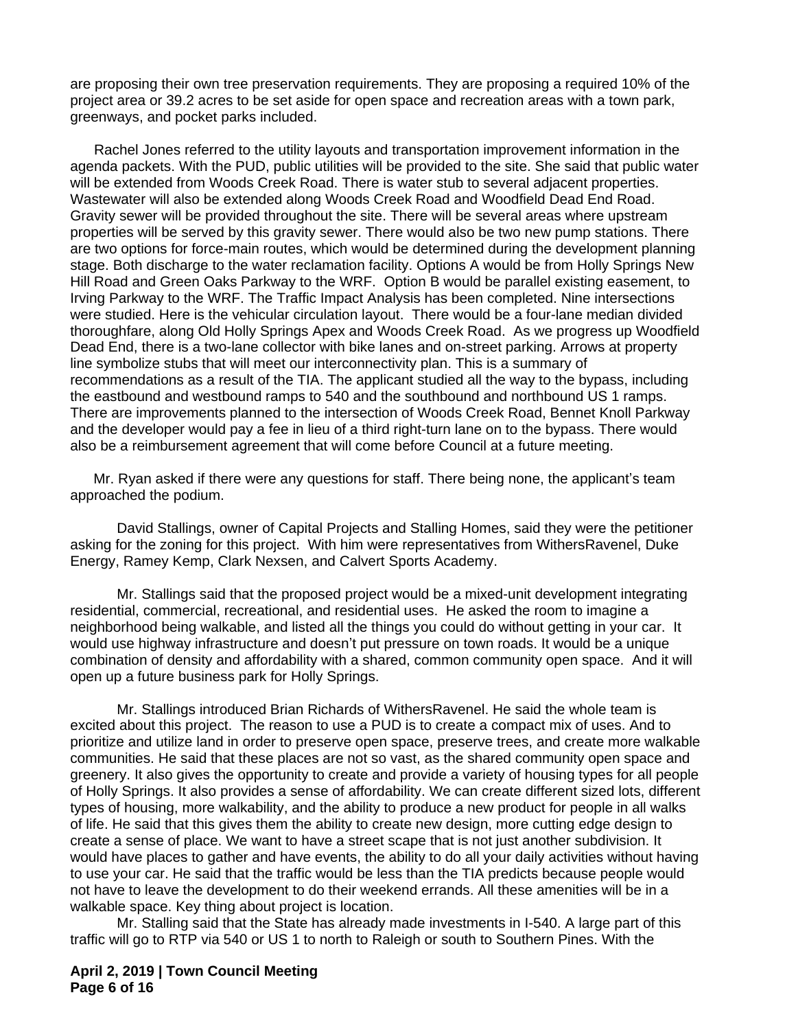are proposing their own tree preservation requirements. They are proposing a required 10% of the project area or 39.2 acres to be set aside for open space and recreation areas with a town park, greenways, and pocket parks included.

Rachel Jones referred to the utility layouts and transportation improvement information in the agenda packets. With the PUD, public utilities will be provided to the site. She said that public water will be extended from Woods Creek Road. There is water stub to several adjacent properties. Wastewater will also be extended along Woods Creek Road and Woodfield Dead End Road. Gravity sewer will be provided throughout the site. There will be several areas where upstream properties will be served by this gravity sewer. There would also be two new pump stations. There are two options for force-main routes, which would be determined during the development planning stage. Both discharge to the water reclamation facility. Options A would be from Holly Springs New Hill Road and Green Oaks Parkway to the WRF. Option B would be parallel existing easement, to Irving Parkway to the WRF. The Traffic Impact Analysis has been completed. Nine intersections were studied. Here is the vehicular circulation layout. There would be a four-lane median divided thoroughfare, along Old Holly Springs Apex and Woods Creek Road. As we progress up Woodfield Dead End, there is a two-lane collector with bike lanes and on-street parking. Arrows at property line symbolize stubs that will meet our interconnectivity plan. This is a summary of recommendations as a result of the TIA. The applicant studied all the way to the bypass, including the eastbound and westbound ramps to 540 and the southbound and northbound US 1 ramps. There are improvements planned to the intersection of Woods Creek Road, Bennet Knoll Parkway and the developer would pay a fee in lieu of a third right-turn lane on to the bypass. There would also be a reimbursement agreement that will come before Council at a future meeting.

Mr. Ryan asked if there were any questions for staff. There being none, the applicant's team approached the podium.

David Stallings, owner of Capital Projects and Stalling Homes, said they were the petitioner asking for the zoning for this project. With him were representatives from WithersRavenel, Duke Energy, Ramey Kemp, Clark Nexsen, and Calvert Sports Academy.

Mr. Stallings said that the proposed project would be a mixed-unit development integrating residential, commercial, recreational, and residential uses. He asked the room to imagine a neighborhood being walkable, and listed all the things you could do without getting in your car. It would use highway infrastructure and doesn't put pressure on town roads. It would be a unique combination of density and affordability with a shared, common community open space. And it will open up a future business park for Holly Springs.

Mr. Stallings introduced Brian Richards of WithersRavenel. He said the whole team is excited about this project. The reason to use a PUD is to create a compact mix of uses. And to prioritize and utilize land in order to preserve open space, preserve trees, and create more walkable communities. He said that these places are not so vast, as the shared community open space and greenery. It also gives the opportunity to create and provide a variety of housing types for all people of Holly Springs. It also provides a sense of affordability. We can create different sized lots, different types of housing, more walkability, and the ability to produce a new product for people in all walks of life. He said that this gives them the ability to create new design, more cutting edge design to create a sense of place. We want to have a street scape that is not just another subdivision. It would have places to gather and have events, the ability to do all your daily activities without having to use your car. He said that the traffic would be less than the TIA predicts because people would not have to leave the development to do their weekend errands. All these amenities will be in a walkable space. Key thing about project is location.

Mr. Stalling said that the State has already made investments in I-540. A large part of this traffic will go to RTP via 540 or US 1 to north to Raleigh or south to Southern Pines. With the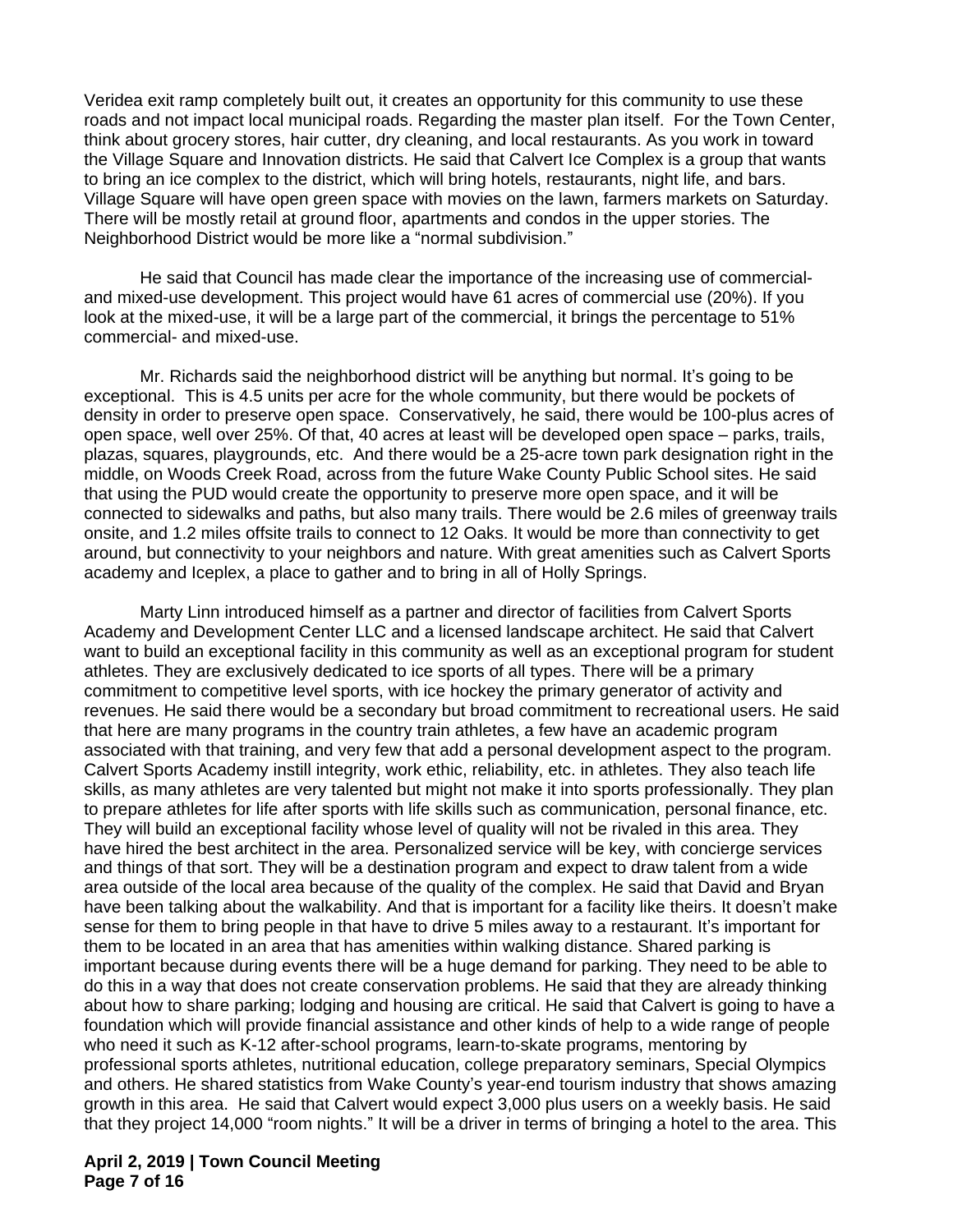Veridea exit ramp completely built out, it creates an opportunity for this community to use these roads and not impact local municipal roads. Regarding the master plan itself. For the Town Center, think about grocery stores, hair cutter, dry cleaning, and local restaurants. As you work in toward the Village Square and Innovation districts. He said that Calvert Ice Complex is a group that wants to bring an ice complex to the district, which will bring hotels, restaurants, night life, and bars. Village Square will have open green space with movies on the lawn, farmers markets on Saturday. There will be mostly retail at ground floor, apartments and condos in the upper stories. The Neighborhood District would be more like a "normal subdivision."

He said that Council has made clear the importance of the increasing use of commercial- and mixed-use development. This project would have 61 acres of commercial use (20%). If you look at the mixed-use, it will be a large part of the commercial, it brings the percentage to 51% commercial- and mixed-use.

Mr. Richards said the neighborhood district will be anything but normal. It's going to be exceptional. This is 4.5 units per acre for the whole community, but there would be pockets of density in order to preserve open space. Conservatively, he said, there would be 100-plus acres of open space, well over 25%. Of that, 40 acres at least will be developed open space – parks, trails, plazas, squares, playgrounds, etc. And there would be a 25-acre town park designation right in the middle, on Woods Creek Road, across from the future Wake County Public School sites. He said that using the PUD would create the opportunity to preserve more open space, and it will be connected to sidewalks and paths, but also many trails. There would be 2.6 miles of greenway trails onsite, and 1.2 miles offsite trails to connect to 12 Oaks. It would be more than connectivity to get around, but connectivity to your neighbors and nature. With great amenities such as Calvert Sports academy and Iceplex, a place to gather and to bring in all of Holly Springs.

Marty Linn introduced himself as a partner and director of facilities from Calvert Sports Academy and Development Center LLC and a licensed landscape architect. He said that Calvert want to build an exceptional facility in this community as well as an exceptional program for student athletes. They are exclusively dedicated to ice sports of all types. There will be a primary commitment to competitive level sports, with ice hockey the primary generator of activity and revenues. He said there would be a secondary but broad commitment to recreational users. He said that here are many programs in the country train athletes, a few have an academic program associated with that training, and very few that add a personal development aspect to the program. Calvert Sports Academy instill integrity, work ethic, reliability, etc. in athletes. They also teach life skills, as many athletes are very talented but might not make it into sports professionally. They plan to prepare athletes for life after sports with life skills such as communication, personal finance, etc. They will build an exceptional facility whose level of quality will not be rivaled in this area. They have hired the best architect in the area. Personalized service will be key, with concierge services and things of that sort. They will be a destination program and expect to draw talent from a wide area outside of the local area because of the quality of the complex. He said that David and Bryan have been talking about the walkability. And that is important for a facility like theirs. It doesn't make sense for them to bring people in that have to drive 5 miles away to a restaurant. It's important for them to be located in an area that has amenities within walking distance. Shared parking is important because during events there will be a huge demand for parking. They need to be able to do this in a way that does not create conservation problems. He said that they are already thinking about how to share parking; lodging and housing are critical. He said that Calvert is going to have a foundation which will provide financial assistance and other kinds of help to a wide range of people who need it such as K-12 after-school programs, learn-to-skate programs, mentoring by professional sports athletes, nutritional education, college preparatory seminars, Special Olympics and others. He shared statistics from Wake County's year-end tourism industry that shows amazing growth in this area. He said that Calvert would expect 3,000 plus users on a weekly basis. He said that they project 14,000 "room nights." It will be a driver in terms of bringing a hotel to the area. This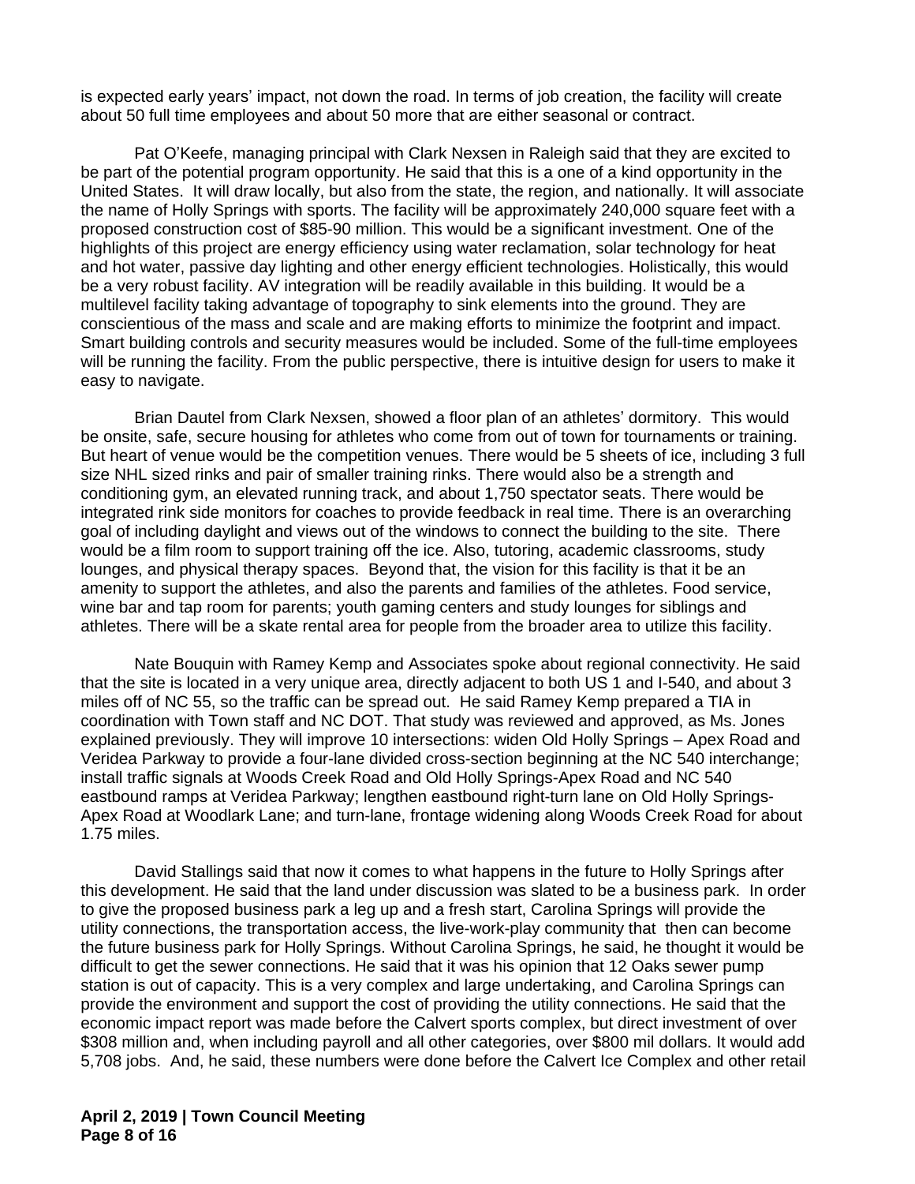is expected early years' impact, not down the road. In terms of job creation, the facility will create about 50 full time employees and about 50 more that are either seasonal or contract.

Pat O'Keefe, managing principal with Clark Nexsen in Raleigh said that they are excited to be part of the potential program opportunity. He said that this is a one of a kind opportunity in the United States. It will draw locally, but also from the state, the region, and nationally. It will associate the name of Holly Springs with sports. The facility will be approximately 240,000 square feet with a proposed construction cost of $85-90 million. This would be a significant investment. One of the highlights of this project are energy efficiency using water reclamation, solar technology for heat and hot water, passive day lighting and other energy efficient technologies. Holistically, this would be a very robust facility. AV integration will be readily available in this building. It would be a multilevel facility taking advantage of topography to sink elements into the ground. They are conscientious of the mass and scale and are making efforts to minimize the footprint and impact. Smart building controls and security measures would be included. Some of the full-time employees will be running the facility. From the public perspective, there is intuitive design for users to make it easy to navigate.

Brian Dautel from Clark Nexsen, showed a floor plan of an athletes' dormitory. This would be onsite, safe, secure housing for athletes who come from out of town for tournaments or training. But heart of venue would be the competition venues. There would be 5 sheets of ice, including 3 full size NHL sized rinks and pair of smaller training rinks. There would also be a strength and conditioning gym, an elevated running track, and about 1,750 spectator seats. There would be integrated rink side monitors for coaches to provide feedback in real time. There is an overarching goal of including daylight and views out of the windows to connect the building to the site. There would be a film room to support training off the ice. Also, tutoring, academic classrooms, study lounges, and physical therapy spaces. Beyond that, the vision for this facility is that it be an amenity to support the athletes, and also the parents and families of the athletes. Food service, wine bar and tap room for parents; youth gaming centers and study lounges for siblings and athletes. There will be a skate rental area for people from the broader area to utilize this facility.

Nate Bouquin with Ramey Kemp and Associates spoke about regional connectivity. He said that the site is located in a very unique area, directly adjacent to both US 1 and I-540, and about 3 miles off of NC 55, so the traffic can be spread out. He said Ramey Kemp prepared a TIA in coordination with Town staff and NC DOT. That study was reviewed and approved, as Ms. Jones explained previously. They will improve 10 intersections: widen Old Holly Springs – Apex Road and Veridea Parkway to provide a four-lane divided cross-section beginning at the NC 540 interchange; install traffic signals at Woods Creek Road and Old Holly Springs-Apex Road and NC 540 eastbound ramps at Veridea Parkway; lengthen eastbound right-turn lane on Old Holly Springs-Apex Road at Woodlark Lane; and turn-lane, frontage widening along Woods Creek Road for about 1.75 miles.

David Stallings said that now it comes to what happens in the future to Holly Springs after this development. He said that the land under discussion was slated to be a business park. In order to give the proposed business park a leg up and a fresh start, Carolina Springs will provide the utility connections, the transportation access, the live-work-play community that then can become the future business park for Holly Springs. Without Carolina Springs, he said, he thought it would be difficult to get the sewer connections. He said that it was his opinion that 12 Oaks sewer pump station is out of capacity. This is a very complex and large undertaking, and Carolina Springs can provide the environment and support the cost of providing the utility connections. He said that the economic impact report was made before the Calvert sports complex, but direct investment of over $308 million and, when including payroll and all other categories, over $800 mil dollars. It would add 5,708 jobs. And, he said, these numbers were done before the Calvert Ice Complex and other retail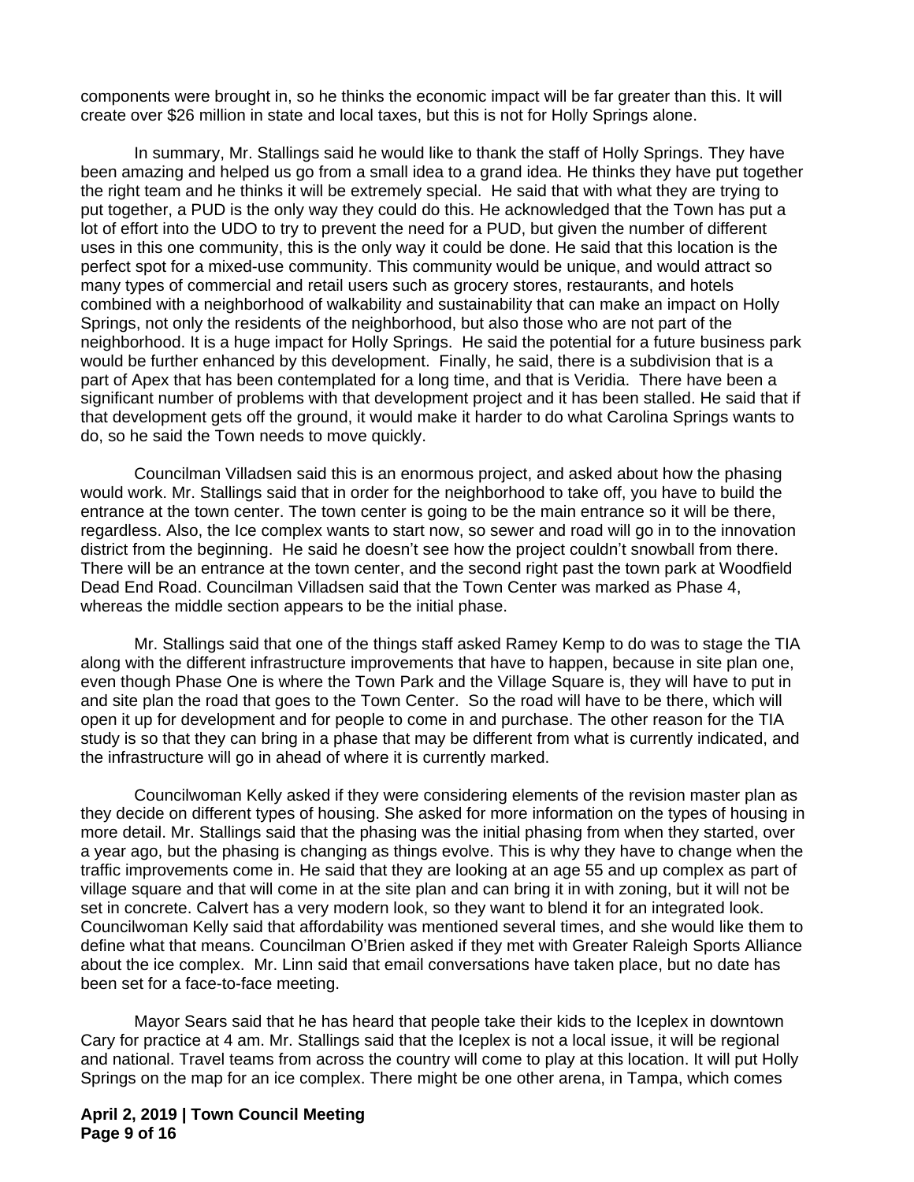components were brought in, so he thinks the economic impact will be far greater than this. It will create over $26 million in state and local taxes, but this is not for Holly Springs alone.

In summary, Mr. Stallings said he would like to thank the staff of Holly Springs. They have been amazing and helped us go from a small idea to a grand idea. He thinks they have put together the right team and he thinks it will be extremely special. He said that with what they are trying to put together, a PUD is the only way they could do this. He acknowledged that the Town has put a lot of effort into the UDO to try to prevent the need for a PUD, but given the number of different uses in this one community, this is the only way it could be done. He said that this location is the perfect spot for a mixed-use community. This community would be unique, and would attract so many types of commercial and retail users such as grocery stores, restaurants, and hotels combined with a neighborhood of walkability and sustainability that can make an impact on Holly Springs, not only the residents of the neighborhood, but also those who are not part of the neighborhood. It is a huge impact for Holly Springs. He said the potential for a future business park would be further enhanced by this development. Finally, he said, there is a subdivision that is a part of Apex that has been contemplated for a long time, and that is Veridia. There have been a significant number of problems with that development project and it has been stalled. He said that if that development gets off the ground, it would make it harder to do what Carolina Springs wants to do, so he said the Town needs to move quickly.

Councilman Villadsen said this is an enormous project, and asked about how the phasing would work. Mr. Stallings said that in order for the neighborhood to take off, you have to build the entrance at the town center. The town center is going to be the main entrance so it will be there, regardless. Also, the Ice complex wants to start now, so sewer and road will go in to the innovation district from the beginning. He said he doesn't see how the project couldn't snowball from there. There will be an entrance at the town center, and the second right past the town park at Woodfield Dead End Road. Councilman Villadsen said that the Town Center was marked as Phase 4, whereas the middle section appears to be the initial phase.

Mr. Stallings said that one of the things staff asked Ramey Kemp to do was to stage the TIA along with the different infrastructure improvements that have to happen, because in site plan one, even though Phase One is where the Town Park and the Village Square is, they will have to put in and site plan the road that goes to the Town Center. So the road will have to be there, which will open it up for development and for people to come in and purchase. The other reason for the TIA study is so that they can bring in a phase that may be different from what is currently indicated, and the infrastructure will go in ahead of where it is currently marked.

Councilwoman Kelly asked if they were considering elements of the revision master plan as they decide on different types of housing. She asked for more information on the types of housing in more detail. Mr. Stallings said that the phasing was the initial phasing from when they started, over a year ago, but the phasing is changing as things evolve. This is why they have to change when the traffic improvements come in. He said that they are looking at an age 55 and up complex as part of village square and that will come in at the site plan and can bring it in with zoning, but it will not be set in concrete. Calvert has a very modern look, so they want to blend it for an integrated look. Councilwoman Kelly said that affordability was mentioned several times, and she would like them to define what that means. Councilman O'Brien asked if they met with Greater Raleigh Sports Alliance about the ice complex. Mr. Linn said that email conversations have taken place, but no date has been set for a face-to-face meeting.

Mayor Sears said that he has heard that people take their kids to the Iceplex in downtown Cary for practice at 4 am. Mr. Stallings said that the Iceplex is not a local issue, it will be regional and national. Travel teams from across the country will come to play at this location. It will put Holly Springs on the map for an ice complex. There might be one other arena, in Tampa, which comes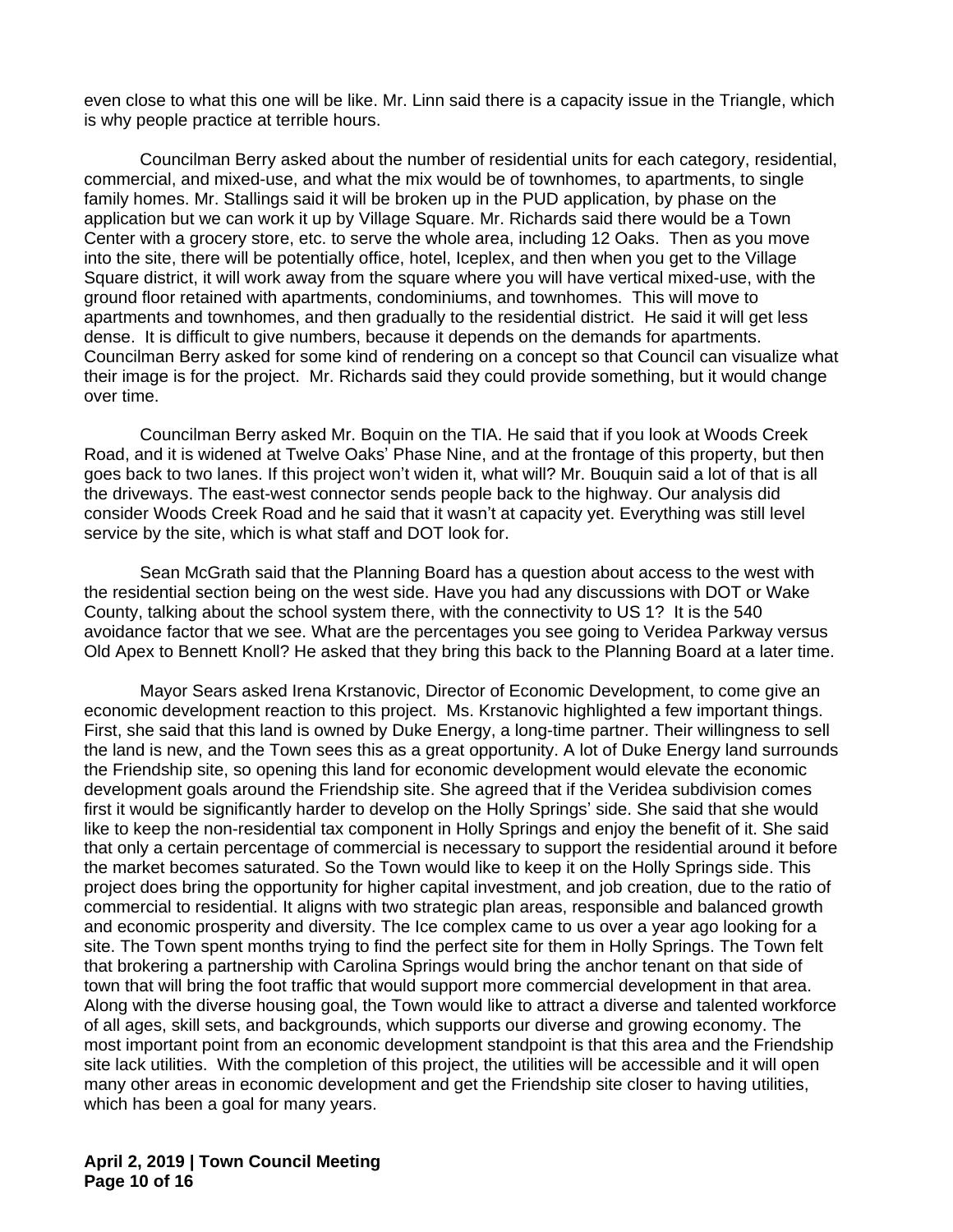even close to what this one will be like. Mr. Linn said there is a capacity issue in the Triangle, which is why people practice at terrible hours.

Councilman Berry asked about the number of residential units for each category, residential, commercial, and mixed-use, and what the mix would be of townhomes, to apartments, to single family homes. Mr. Stallings said it will be broken up in the PUD application, by phase on the application but we can work it up by Village Square. Mr. Richards said there would be a Town Center with a grocery store, etc. to serve the whole area, including 12 Oaks. Then as you move into the site, there will be potentially office, hotel, Iceplex, and then when you get to the Village Square district, it will work away from the square where you will have vertical mixed-use, with the ground floor retained with apartments, condominiums, and townhomes. This will move to apartments and townhomes, and then gradually to the residential district. He said it will get less dense. It is difficult to give numbers, because it depends on the demands for apartments. Councilman Berry asked for some kind of rendering on a concept so that Council can visualize what their image is for the project. Mr. Richards said they could provide something, but it would change over time.

Councilman Berry asked Mr. Boquin on the TIA. He said that if you look at Woods Creek Road, and it is widened at Twelve Oaks' Phase Nine, and at the frontage of this property, but then goes back to two lanes. If this project won't widen it, what will? Mr. Bouquin said a lot of that is all the driveways. The east-west connector sends people back to the highway. Our analysis did consider Woods Creek Road and he said that it wasn't at capacity yet. Everything was still level service by the site, which is what staff and DOT look for.

Sean McGrath said that the Planning Board has a question about access to the west with the residential section being on the west side. Have you had any discussions with DOT or Wake County, talking about the school system there, with the connectivity to US 1? It is the 540 avoidance factor that we see. What are the percentages you see going to Veridea Parkway versus Old Apex to Bennett Knoll? He asked that they bring this back to the Planning Board at a later time.

Mayor Sears asked Irena Krstanovic, Director of Economic Development, to come give an economic development reaction to this project. Ms. Krstanovic highlighted a few important things. First, she said that this land is owned by Duke Energy, a long-time partner. Their willingness to sell the land is new, and the Town sees this as a great opportunity. A lot of Duke Energy land surrounds the Friendship site, so opening this land for economic development would elevate the economic development goals around the Friendship site. She agreed that if the Veridea subdivision comes first it would be significantly harder to develop on the Holly Springs' side. She said that she would like to keep the non-residential tax component in Holly Springs and enjoy the benefit of it. She said that only a certain percentage of commercial is necessary to support the residential around it before the market becomes saturated. So the Town would like to keep it on the Holly Springs side. This project does bring the opportunity for higher capital investment, and job creation, due to the ratio of commercial to residential. It aligns with two strategic plan areas, responsible and balanced growth and economic prosperity and diversity. The Ice complex came to us over a year ago looking for a site. The Town spent months trying to find the perfect site for them in Holly Springs. The Town felt that brokering a partnership with Carolina Springs would bring the anchor tenant on that side of town that will bring the foot traffic that would support more commercial development in that area. Along with the diverse housing goal, the Town would like to attract a diverse and talented workforce of all ages, skill sets, and backgrounds, which supports our diverse and growing economy. The most important point from an economic development standpoint is that this area and the Friendship site lack utilities. With the completion of this project, the utilities will be accessible and it will open many other areas in economic development and get the Friendship site closer to having utilities, which has been a goal for many years.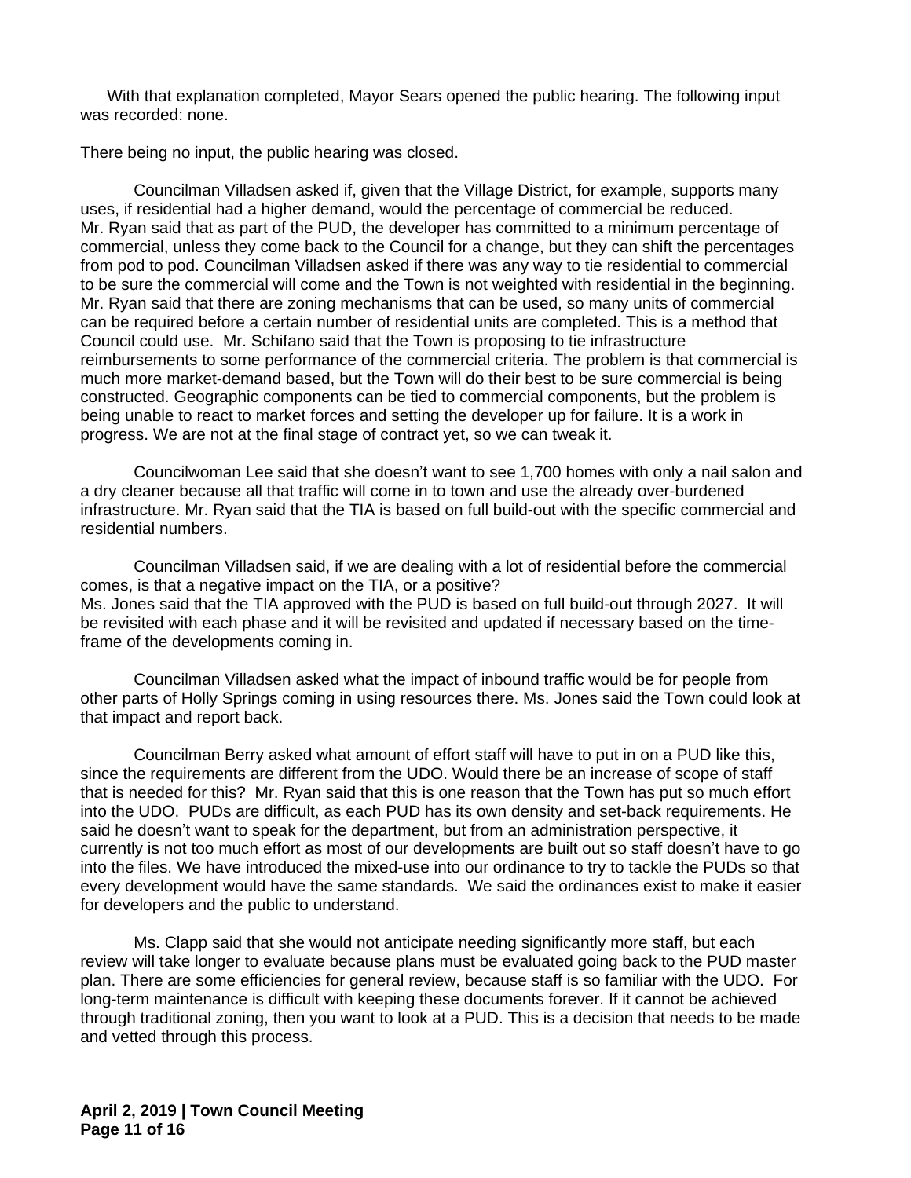With that explanation completed, Mayor Sears opened the public hearing. The following input was recorded: none.

There being no input, the public hearing was closed.

Councilman Villadsen asked if, given that the Village District, for example, supports many uses, if residential had a higher demand, would the percentage of commercial be reduced. Mr. Ryan said that as part of the PUD, the developer has committed to a minimum percentage of commercial, unless they come back to the Council for a change, but they can shift the percentages from pod to pod. Councilman Villadsen asked if there was any way to tie residential to commercial to be sure the commercial will come and the Town is not weighted with residential in the beginning. Mr. Ryan said that there are zoning mechanisms that can be used, so many units of commercial can be required before a certain number of residential units are completed. This is a method that Council could use. Mr. Schifano said that the Town is proposing to tie infrastructure reimbursements to some performance of the commercial criteria. The problem is that commercial is much more market-demand based, but the Town will do their best to be sure commercial is being constructed. Geographic components can be tied to commercial components, but the problem is being unable to react to market forces and setting the developer up for failure. It is a work in progress. We are not at the final stage of contract yet, so we can tweak it.

Councilwoman Lee said that she doesn't want to see 1,700 homes with only a nail salon and a dry cleaner because all that traffic will come in to town and use the already over-burdened infrastructure. Mr. Ryan said that the TIA is based on full build-out with the specific commercial and residential numbers.

Councilman Villadsen said, if we are dealing with a lot of residential before the commercial comes, is that a negative impact on the TIA, or a positive?
Ms. Jones said that the TIA approved with the PUD is based on full build-out through 2027. It will be revisited with each phase and it will be revisited and updated if necessary based on the time-frame of the developments coming in.

Councilman Villadsen asked what the impact of inbound traffic would be for people from other parts of Holly Springs coming in using resources there. Ms. Jones said the Town could look at that impact and report back.

Councilman Berry asked what amount of effort staff will have to put in on a PUD like this, since the requirements are different from the UDO. Would there be an increase of scope of staff that is needed for this? Mr. Ryan said that this is one reason that the Town has put so much effort into the UDO. PUDs are difficult, as each PUD has its own density and set-back requirements. He said he doesn't want to speak for the department, but from an administration perspective, it currently is not too much effort as most of our developments are built out so staff doesn't have to go into the files. We have introduced the mixed-use into our ordinance to try to tackle the PUDs so that every development would have the same standards. We said the ordinances exist to make it easier for developers and the public to understand.

Ms. Clapp said that she would not anticipate needing significantly more staff, but each review will take longer to evaluate because plans must be evaluated going back to the PUD master plan. There are some efficiencies for general review, because staff is so familiar with the UDO. For long-term maintenance is difficult with keeping these documents forever. If it cannot be achieved through traditional zoning, then you want to look at a PUD. This is a decision that needs to be made and vetted through this process.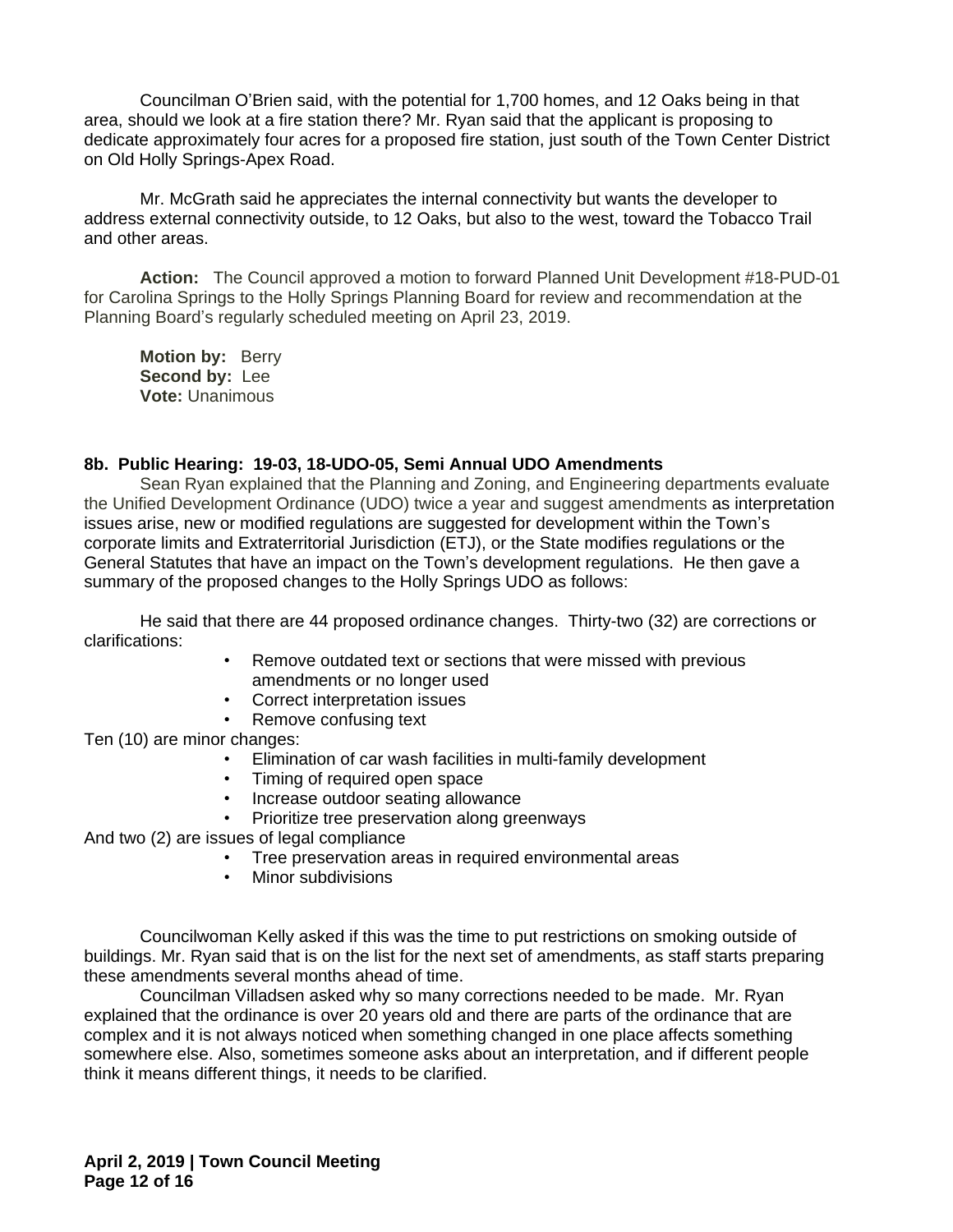Councilman O'Brien said, with the potential for 1,700 homes, and 12 Oaks being in that area, should we look at a fire station there? Mr. Ryan said that the applicant is proposing to dedicate approximately four acres for a proposed fire station, just south of the Town Center District on Old Holly Springs-Apex Road.

Mr. McGrath said he appreciates the internal connectivity but wants the developer to address external connectivity outside, to 12 Oaks, but also to the west, toward the Tobacco Trail and other areas.

**Action:** The Council approved a motion to forward Planned Unit Development #18-PUD-01 for Carolina Springs to the Holly Springs Planning Board for review and recommendation at the Planning Board's regularly scheduled meeting on April 23, 2019.

**Motion by:** Berry
**Second by:** Lee
**Vote:** Unanimous

**8b. Public Hearing: 19-03, 18-UDO-05, Semi Annual UDO Amendments**

Sean Ryan explained that the Planning and Zoning, and Engineering departments evaluate the Unified Development Ordinance (UDO) twice a year and suggest amendments as interpretation issues arise, new or modified regulations are suggested for development within the Town's corporate limits and Extraterritorial Jurisdiction (ETJ), or the State modifies regulations or the General Statutes that have an impact on the Town's development regulations. He then gave a summary of the proposed changes to the Holly Springs UDO as follows:

He said that there are 44 proposed ordinance changes. Thirty-two (32) are corrections or clarifications:

- Remove outdated text or sections that were missed with previous amendments or no longer used
- Correct interpretation issues
- Remove confusing text

Ten (10) are minor changes:

- Elimination of car wash facilities in multi-family development
- Timing of required open space
- Increase outdoor seating allowance
- Prioritize tree preservation along greenways

And two (2) are issues of legal compliance

- Tree preservation areas in required environmental areas
- Minor subdivisions

Councilwoman Kelly asked if this was the time to put restrictions on smoking outside of buildings. Mr. Ryan said that is on the list for the next set of amendments, as staff starts preparing these amendments several months ahead of time.

Councilman Villadsen asked why so many corrections needed to be made. Mr. Ryan explained that the ordinance is over 20 years old and there are parts of the ordinance that are complex and it is not always noticed when something changed in one place affects something somewhere else. Also, sometimes someone asks about an interpretation, and if different people think it means different things, it needs to be clarified.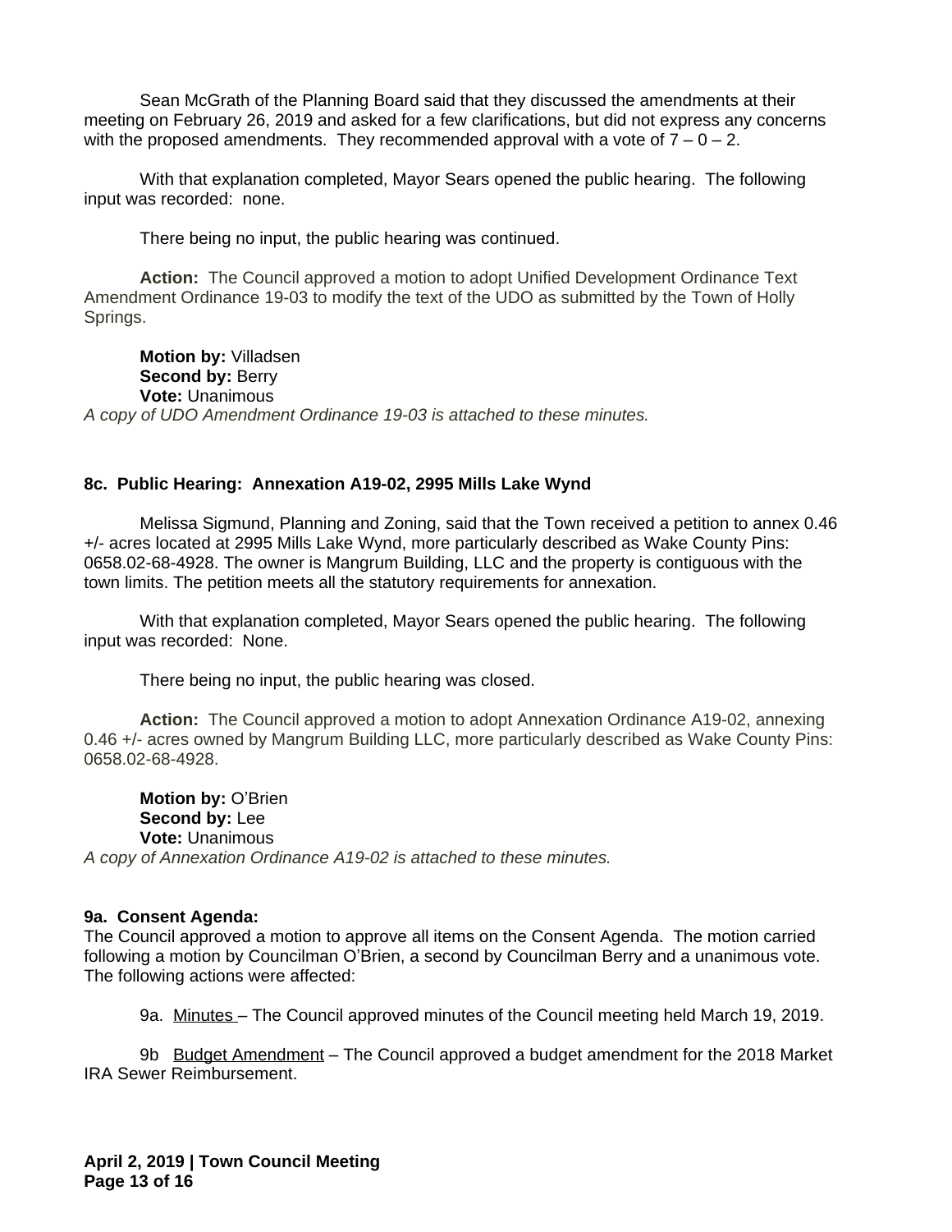Sean McGrath of the Planning Board said that they discussed the amendments at their meeting on February 26, 2019 and asked for a few clarifications, but did not express any concerns with the proposed amendments. They recommended approval with a vote of 7 – 0 – 2.

With that explanation completed, Mayor Sears opened the public hearing. The following input was recorded: none.

There being no input, the public hearing was continued.

**Action:** The Council approved a motion to adopt Unified Development Ordinance Text Amendment Ordinance 19-03 to modify the text of the UDO as submitted by the Town of Holly Springs.

**Motion by:** Villadsen
**Second by:** Berry
**Vote:** Unanimous
*A copy of UDO Amendment Ordinance 19-03 is attached to these minutes.*

**8c. Public Hearing: Annexation A19-02, 2995 Mills Lake Wynd**

Melissa Sigmund, Planning and Zoning, said that the Town received a petition to annex 0.46 +/- acres located at 2995 Mills Lake Wynd, more particularly described as Wake County Pins: 0658.02-68-4928. The owner is Mangrum Building, LLC and the property is contiguous with the town limits. The petition meets all the statutory requirements for annexation.

With that explanation completed, Mayor Sears opened the public hearing. The following input was recorded: None.

There being no input, the public hearing was closed.

**Action:** The Council approved a motion to adopt Annexation Ordinance A19-02, annexing 0.46 +/- acres owned by Mangrum Building LLC, more particularly described as Wake County Pins: 0658.02-68-4928.

**Motion by:** O'Brien
**Second by:** Lee
**Vote:** Unanimous
*A copy of Annexation Ordinance A19-02 is attached to these minutes.*

**9a. Consent Agenda:**
The Council approved a motion to approve all items on the Consent Agenda. The motion carried following a motion by Councilman O'Brien, a second by Councilman Berry and a unanimous vote. The following actions were affected:

9a. Minutes – The Council approved minutes of the Council meeting held March 19, 2019.

9b Budget Amendment – The Council approved a budget amendment for the 2018 Market IRA Sewer Reimbursement.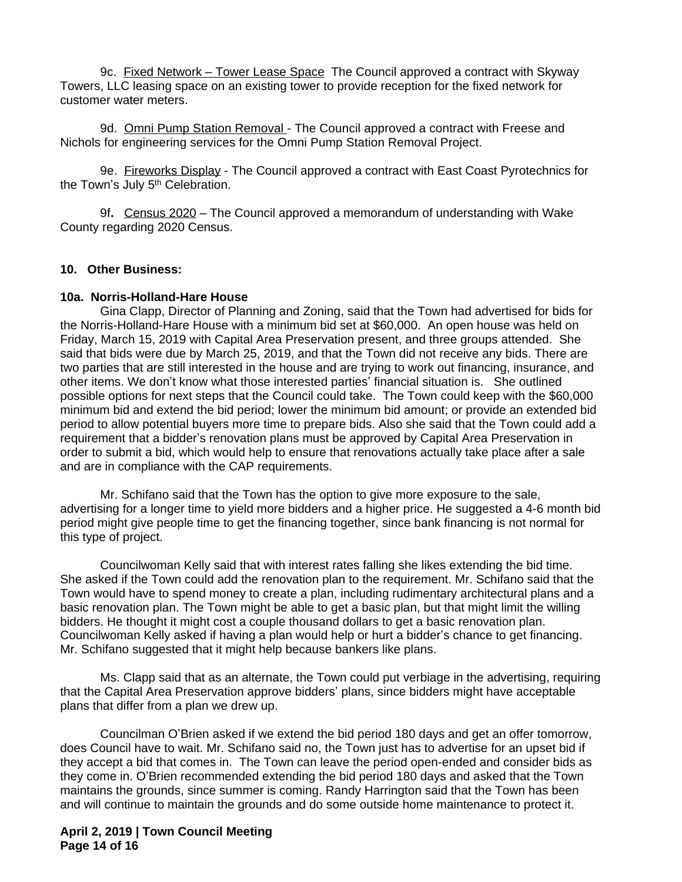9c. Fixed Network – Tower Lease Space The Council approved a contract with Skyway Towers, LLC leasing space on an existing tower to provide reception for the fixed network for customer water meters.

9d. Omni Pump Station Removal - The Council approved a contract with Freese and Nichols for engineering services for the Omni Pump Station Removal Project.

9e. Fireworks Display - The Council approved a contract with East Coast Pyrotechnics for the Town's July 5th Celebration.

9f. Census 2020 – The Council approved a memorandum of understanding with Wake County regarding 2020 Census.

**10. Other Business:**

**10a. Norris-Holland-Hare House**

Gina Clapp, Director of Planning and Zoning, said that the Town had advertised for bids for the Norris-Holland-Hare House with a minimum bid set at $60,000. An open house was held on Friday, March 15, 2019 with Capital Area Preservation present, and three groups attended. She said that bids were due by March 25, 2019, and that the Town did not receive any bids. There are two parties that are still interested in the house and are trying to work out financing, insurance, and other items. We don't know what those interested parties' financial situation is. She outlined possible options for next steps that the Council could take. The Town could keep with the $60,000 minimum bid and extend the bid period; lower the minimum bid amount; or provide an extended bid period to allow potential buyers more time to prepare bids. Also she said that the Town could add a requirement that a bidder's renovation plans must be approved by Capital Area Preservation in order to submit a bid, which would help to ensure that renovations actually take place after a sale and are in compliance with the CAP requirements.

Mr. Schifano said that the Town has the option to give more exposure to the sale, advertising for a longer time to yield more bidders and a higher price. He suggested a 4-6 month bid period might give people time to get the financing together, since bank financing is not normal for this type of project.

Councilwoman Kelly said that with interest rates falling she likes extending the bid time. She asked if the Town could add the renovation plan to the requirement. Mr. Schifano said that the Town would have to spend money to create a plan, including rudimentary architectural plans and a basic renovation plan. The Town might be able to get a basic plan, but that might limit the willing bidders. He thought it might cost a couple thousand dollars to get a basic renovation plan. Councilwoman Kelly asked if having a plan would help or hurt a bidder's chance to get financing. Mr. Schifano suggested that it might help because bankers like plans.

Ms. Clapp said that as an alternate, the Town could put verbiage in the advertising, requiring that the Capital Area Preservation approve bidders' plans, since bidders might have acceptable plans that differ from a plan we drew up.

Councilman O'Brien asked if we extend the bid period 180 days and get an offer tomorrow, does Council have to wait. Mr. Schifano said no, the Town just has to advertise for an upset bid if they accept a bid that comes in. The Town can leave the period open-ended and consider bids as they come in. O'Brien recommended extending the bid period 180 days and asked that the Town maintains the grounds, since summer is coming. Randy Harrington said that the Town has been and will continue to maintain the grounds and do some outside home maintenance to protect it.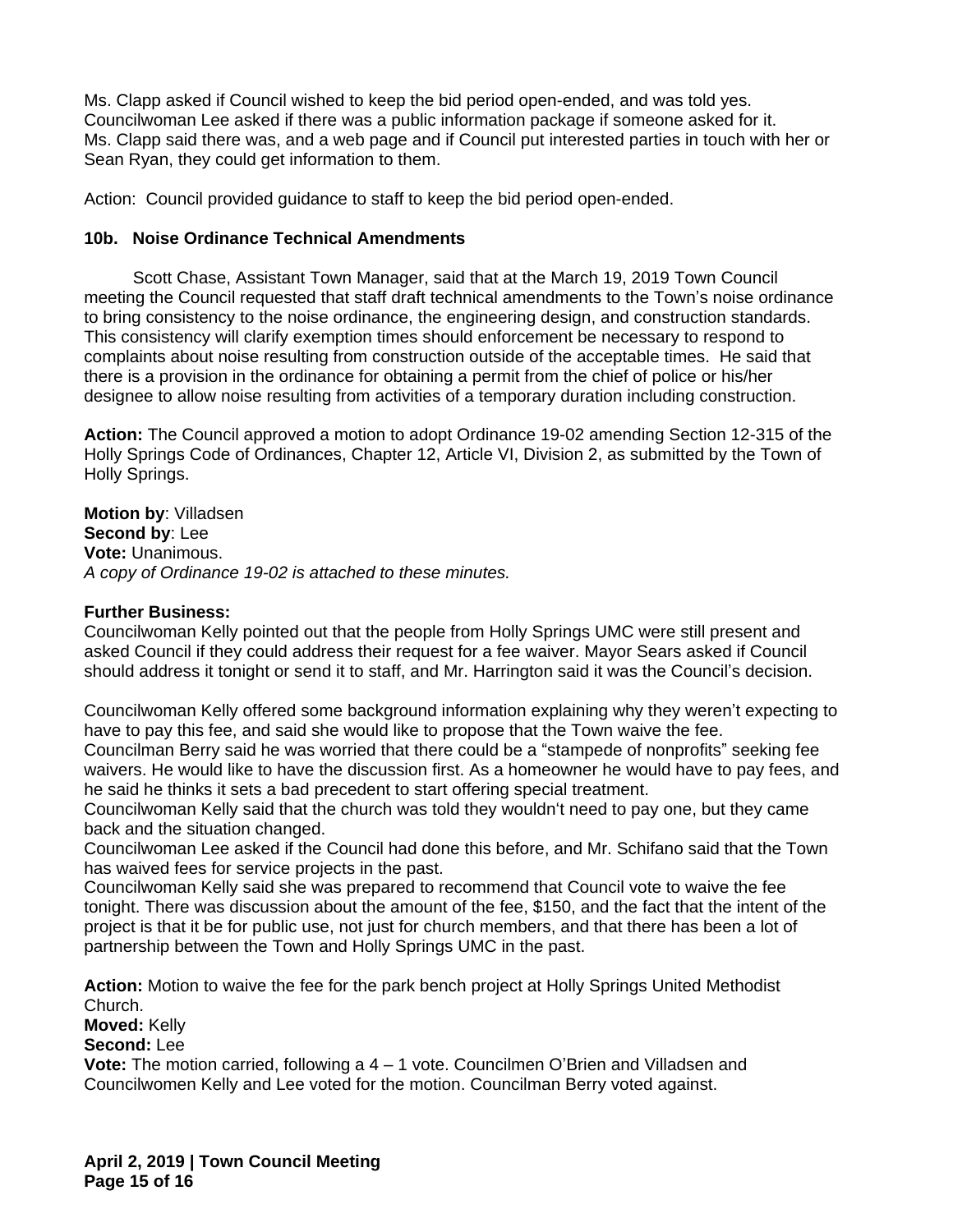Ms. Clapp asked if Council wished to keep the bid period open-ended, and was told yes.
Councilwoman Lee asked if there was a public information package if someone asked for it.
Ms. Clapp said there was, and a web page and if Council put interested parties in touch with her or Sean Ryan, they could get information to them.

Action: Council provided guidance to staff to keep the bid period open-ended.

### 10b. Noise Ordinance Technical Amendments

Scott Chase, Assistant Town Manager, said that at the March 19, 2019 Town Council meeting the Council requested that staff draft technical amendments to the Town's noise ordinance to bring consistency to the noise ordinance, the engineering design, and construction standards. This consistency will clarify exemption times should enforcement be necessary to respond to complaints about noise resulting from construction outside of the acceptable times. He said that there is a provision in the ordinance for obtaining a permit from the chief of police or his/her designee to allow noise resulting from activities of a temporary duration including construction.

**Action:** The Council approved a motion to adopt Ordinance 19-02 amending Section 12-315 of the Holly Springs Code of Ordinances, Chapter 12, Article VI, Division 2, as submitted by the Town of Holly Springs.

**Motion by**: Villadsen
**Second by**: Lee
**Vote:** Unanimous.
*A copy of Ordinance 19-02 is attached to these minutes.*

**Further Business:**
Councilwoman Kelly pointed out that the people from Holly Springs UMC were still present and asked Council if they could address their request for a fee waiver. Mayor Sears asked if Council should address it tonight or send it to staff, and Mr. Harrington said it was the Council's decision.

Councilwoman Kelly offered some background information explaining why they weren't expecting to have to pay this fee, and said she would like to propose that the Town waive the fee.
Councilman Berry said he was worried that there could be a "stampede of nonprofits" seeking fee waivers. He would like to have the discussion first. As a homeowner he would have to pay fees, and he said he thinks it sets a bad precedent to start offering special treatment.
Councilwoman Kelly said that the church was told they wouldn't need to pay one, but they came back and the situation changed.
Councilwoman Lee asked if the Council had done this before, and Mr. Schifano said that the Town has waived fees for service projects in the past.
Councilwoman Kelly said she was prepared to recommend that Council vote to waive the fee tonight. There was discussion about the amount of the fee, $150, and the fact that the intent of the project is that it be for public use, not just for church members, and that there has been a lot of partnership between the Town and Holly Springs UMC in the past.

**Action:** Motion to waive the fee for the park bench project at Holly Springs United Methodist Church.
**Moved:** Kelly
**Second:** Lee
**Vote:** The motion carried, following a 4 – 1 vote. Councilmen O'Brien and Villadsen and Councilwomen Kelly and Lee voted for the motion. Councilman Berry voted against.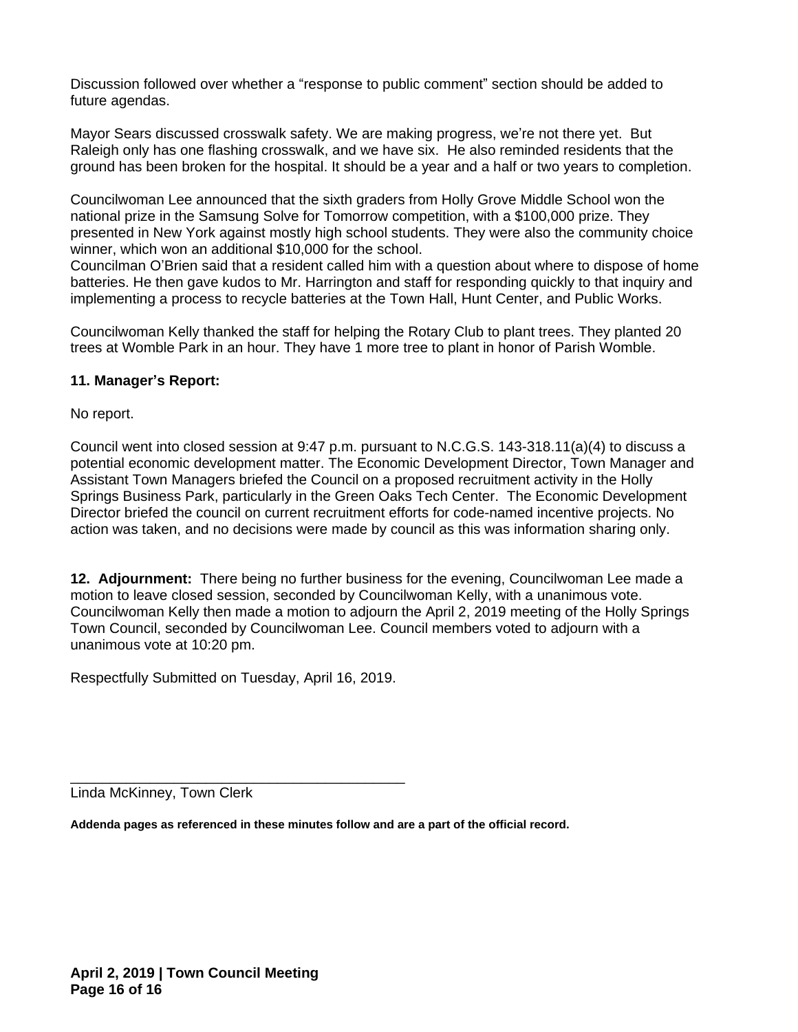Discussion followed over whether a “response to public comment” section should be added to future agendas.

Mayor Sears discussed crosswalk safety. We are making progress, we’re not there yet. But Raleigh only has one flashing crosswalk, and we have six. He also reminded residents that the ground has been broken for the hospital. It should be a year and a half or two years to completion.

Councilwoman Lee announced that the sixth graders from Holly Grove Middle School won the national prize in the Samsung Solve for Tomorrow competition, with a $100,000 prize. They presented in New York against mostly high school students. They were also the community choice winner, which won an additional $10,000 for the school.
Councilman O’Brien said that a resident called him with a question about where to dispose of home batteries. He then gave kudos to Mr. Harrington and staff for responding quickly to that inquiry and implementing a process to recycle batteries at the Town Hall, Hunt Center, and Public Works.

Councilwoman Kelly thanked the staff for helping the Rotary Club to plant trees. They planted 20 trees at Womble Park in an hour. They have 1 more tree to plant in honor of Parish Womble.

**11. Manager’s Report:**

No report.

Council went into closed session at 9:47 p.m. pursuant to N.C.G.S. 143-318.11(a)(4) to discuss a potential economic development matter. The Economic Development Director, Town Manager and Assistant Town Managers briefed the Council on a proposed recruitment activity in the Holly Springs Business Park, particularly in the Green Oaks Tech Center. The Economic Development Director briefed the council on current recruitment efforts for code-named incentive projects. No action was taken, and no decisions were made by council as this was information sharing only.

**12. Adjournment:** There being no further business for the evening, Councilwoman Lee made a motion to leave closed session, seconded by Councilwoman Kelly, with a unanimous vote. Councilwoman Kelly then made a motion to adjourn the April 2, 2019 meeting of the Holly Springs Town Council, seconded by Councilwoman Lee. Council members voted to adjourn with a unanimous vote at 10:20 pm.

Respectfully Submitted on Tuesday, April 16, 2019.

\_\_\_\_\_\_\_\_\_\_\_\_\_\_\_\_\_\_\_\_\_\_\_\_\_\_\_\_\_\_\_\_\_\_\_\_\_\_\_\_\_\_

Linda McKinney, Town Clerk

**Addenda pages as referenced in these minutes follow and are a part of the official record.**